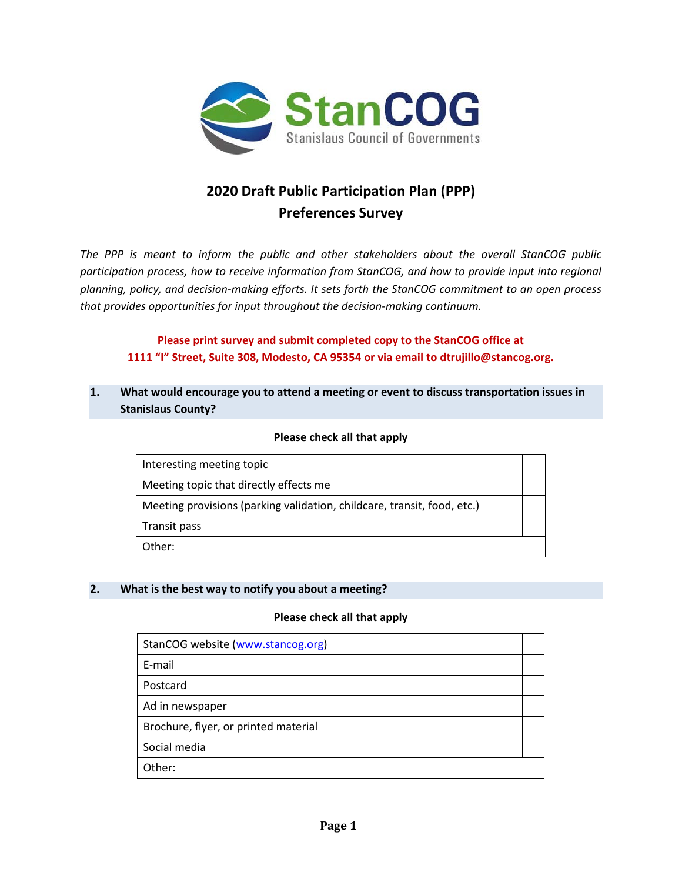StanCOG
Stanislaus Council of Governments

# 2020 Draft Public Participation Plan (PPP) Preferences Survey

*The PPP is meant to inform the public and other stakeholders about the overall StanCOG public participation process, how to receive information from StanCOG, and how to provide input into regional planning, policy, and decision-making efforts. It sets forth the StanCOG commitment to an open process that provides opportunities for input throughout the decision-making continuum.*

**Please print survey and submit completed copy to the StanCOG office at 1111 "I" Street, Suite 308, Modesto, CA 95354 or via email to dtrujillo@stancog.org.**

**1. What would encourage you to attend a meeting or event to discuss transportation issues in Stanislaus County?**

**Please check all that apply**

| | |
|---|---|
| Interesting meeting topic | |
| Meeting topic that directly effects me | |
| Meeting provisions (parking validation, childcare, transit, food, etc.) | |
| Transit pass | |
| Other: | |

**2. What is the best way to notify you about a meeting?**

**Please check all that apply**

| | |
|---|---|
| StanCOG website (www.stancog.org) | |
| E-mail | |
| Postcard | |
| Ad in newspaper | |
| Brochure, flyer, or printed material | |
| Social media | |
| Other: | |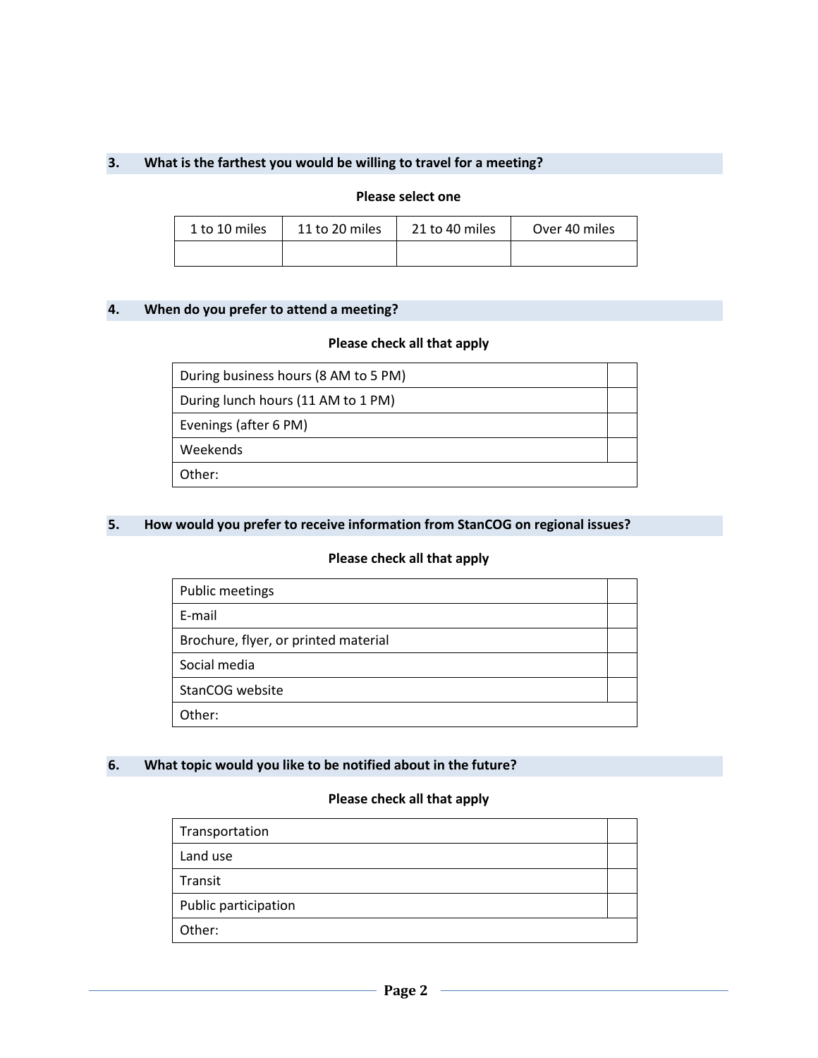### 3. What is the farthest you would be willing to travel for a meeting?

**Please select one**

| 1 to 10 miles | 11 to 20 miles | 21 to 40 miles | Over 40 miles |
|---|---|---|---|
| | | | |

### 4. When do you prefer to attend a meeting?

**Please check all that apply**

| | |
|---|---|
| During business hours (8 AM to 5 PM) | |
| During lunch hours (11 AM to 1 PM) | |
| Evenings (after 6 PM) | |
| Weekends | |
| Other: | |

### 5. How would you prefer to receive information from StanCOG on regional issues?

**Please check all that apply**

| | |
|---|---|
| Public meetings | |
| E-mail | |
| Brochure, flyer, or printed material | |
| Social media | |
| StanCOG website | |
| Other: | |

### 6. What topic would you like to be notified about in the future?

**Please check all that apply**

| | |
|---|---|
| Transportation | |
| Land use | |
| Transit | |
| Public participation | |
| Other: | |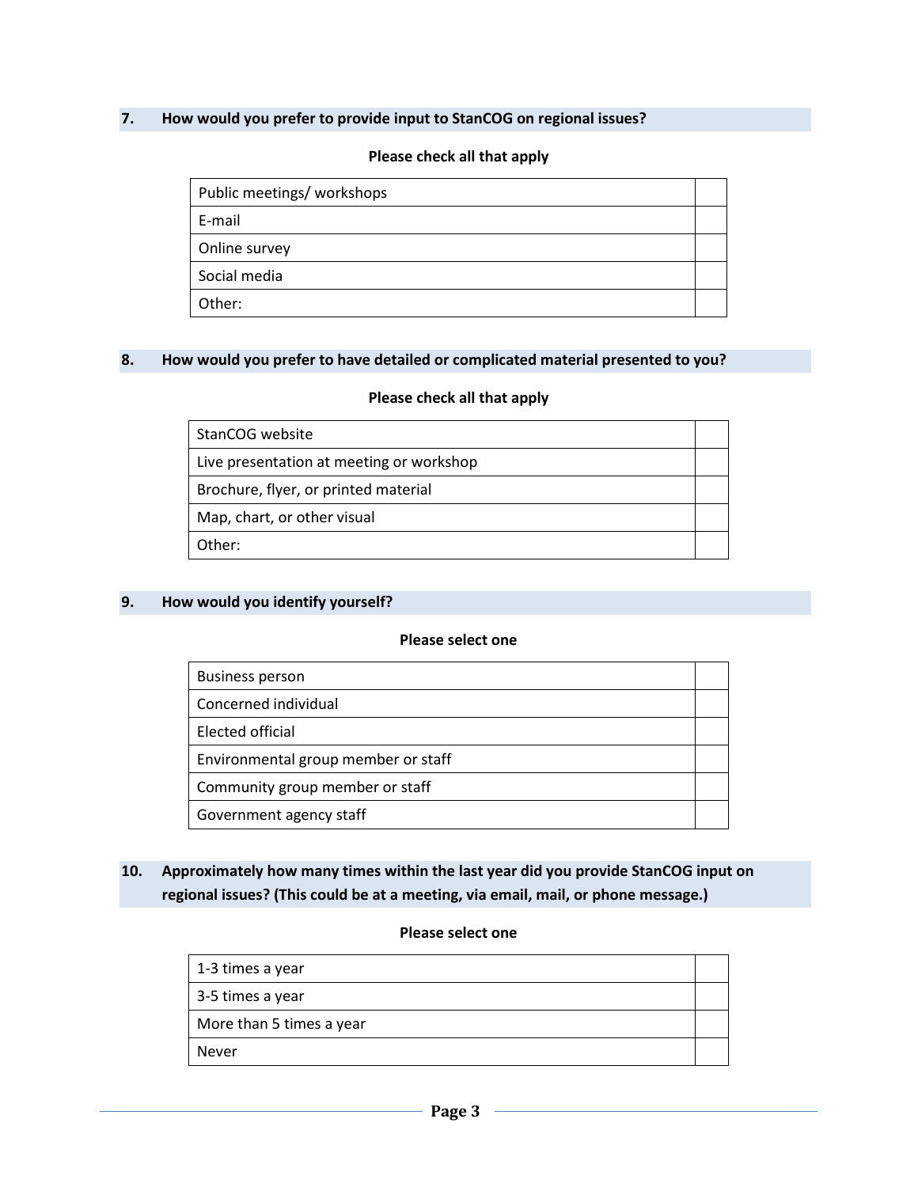### 7. How would you prefer to provide input to StanCOG on regional issues?

**Please check all that apply**

| | |
|---|---|
| Public meetings/ workshops | |
| E-mail | |
| Online survey | |
| Social media | |
| Other: | |

### 8. How would you prefer to have detailed or complicated material presented to you?

**Please check all that apply**

| | |
|---|---|
| StanCOG website | |
| Live presentation at meeting or workshop | |
| Brochure, flyer, or printed material | |
| Map, chart, or other visual | |
| Other: | |

### 9. How would you identify yourself?

**Please select one**

| | |
|---|---|
| Business person | |
| Concerned individual | |
| Elected official | |
| Environmental group member or staff | |
| Community group member or staff | |
| Government agency staff | |

### 10. Approximately how many times within the last year did you provide StanCOG input on regional issues? (This could be at a meeting, via email, mail, or phone message.)

**Please select one**

| | |
|---|---|
| 1-3 times a year | |
| 3-5 times a year | |
| More than 5 times a year | |
| Never | |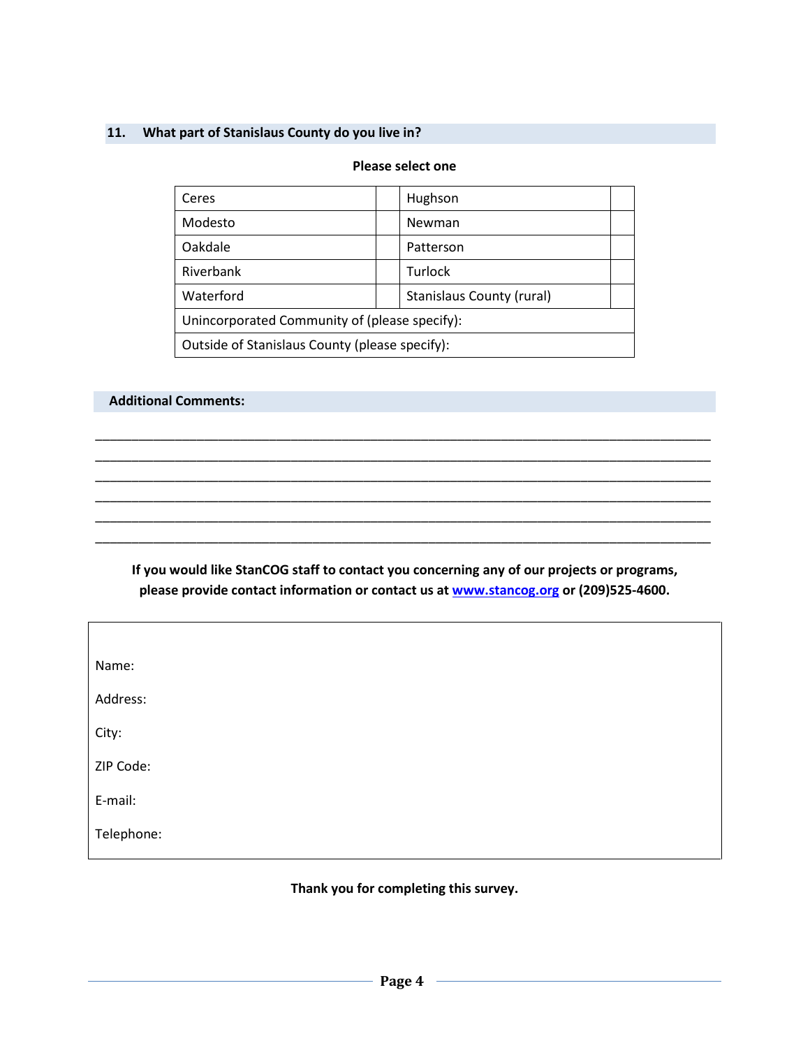## 11. What part of Stanislaus County do you live in?

**Please select one**

| | | | |
|---|---|---|---|
| Ceres | | Hughson | |
| Modesto | | Newman | |
| Oakdale | | Patterson | |
| Riverbank | | Turlock | |
| Waterford | | Stanislaus County (rural) | |
| Unincorporated Community of (please specify): | | | |
| Outside of Stanislaus County (please specify): | | | |

## Additional Comments:

______________________________________________________________________________

______________________________________________________________________________

______________________________________________________________________________

______________________________________________________________________________

______________________________________________________________________________

______________________________________________________________________________

**If you would like StanCOG staff to contact you concerning any of our projects or programs, please provide contact information or contact us at [www.stancog.org](http://www.stancog.org) or (209)525-4600.**

Name:

Address:

City:

ZIP Code:

E-mail:

Telephone:

**Thank you for completing this survey.**